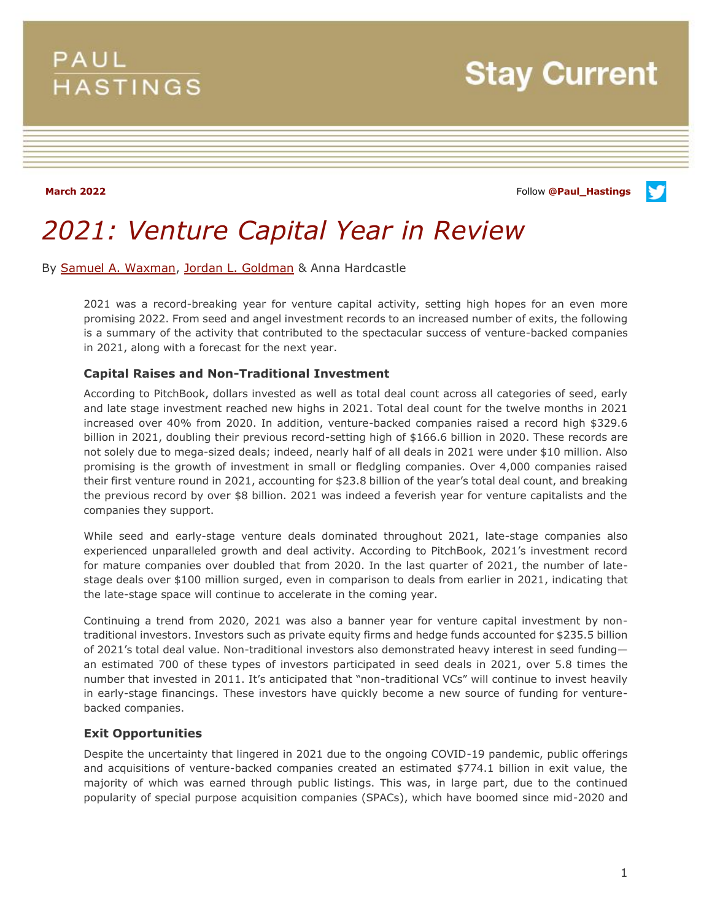PAUL HASTINGS

Stay Current

**March 2022**

Follow **@Paul_Hastings**

# *2021: Venture Capital Year in Review*

By Samuel A. Waxman, Jordan L. Goldman & Anna Hardcastle

2021 was a record-breaking year for venture capital activity, setting high hopes for an even more promising 2022. From seed and angel investment records to an increased number of exits, the following is a summary of the activity that contributed to the spectacular success of venture-backed companies in 2021, along with a forecast for the next year.

### Capital Raises and Non-Traditional Investment

According to PitchBook, dollars invested as well as total deal count across all categories of seed, early and late stage investment reached new highs in 2021. Total deal count for the twelve months in 2021 increased over 40% from 2020. In addition, venture-backed companies raised a record high $329.6 billion in 2021, doubling their previous record-setting high of $166.6 billion in 2020. These records are not solely due to mega-sized deals; indeed, nearly half of all deals in 2021 were under $10 million. Also promising is the growth of investment in small or fledgling companies. Over 4,000 companies raised their first venture round in 2021, accounting for $23.8 billion of the year's total deal count, and breaking the previous record by over $8 billion. 2021 was indeed a feverish year for venture capitalists and the companies they support.

While seed and early-stage venture deals dominated throughout 2021, late-stage companies also experienced unparalleled growth and deal activity. According to PitchBook, 2021's investment record for mature companies over doubled that from 2020. In the last quarter of 2021, the number of late-stage deals over $100 million surged, even in comparison to deals from earlier in 2021, indicating that the late-stage space will continue to accelerate in the coming year.

Continuing a trend from 2020, 2021 was also a banner year for venture capital investment by non-traditional investors. Investors such as private equity firms and hedge funds accounted for $235.5 billion of 2021's total deal value. Non-traditional investors also demonstrated heavy interest in seed funding—an estimated 700 of these types of investors participated in seed deals in 2021, over 5.8 times the number that invested in 2011. It's anticipated that "non-traditional VCs" will continue to invest heavily in early-stage financings. These investors have quickly become a new source of funding for venture-backed companies.

### Exit Opportunities

Despite the uncertainty that lingered in 2021 due to the ongoing COVID-19 pandemic, public offerings and acquisitions of venture-backed companies created an estimated $774.1 billion in exit value, the majority of which was earned through public listings. This was, in large part, due to the continued popularity of special purpose acquisition companies (SPACs), which have boomed since mid-2020 and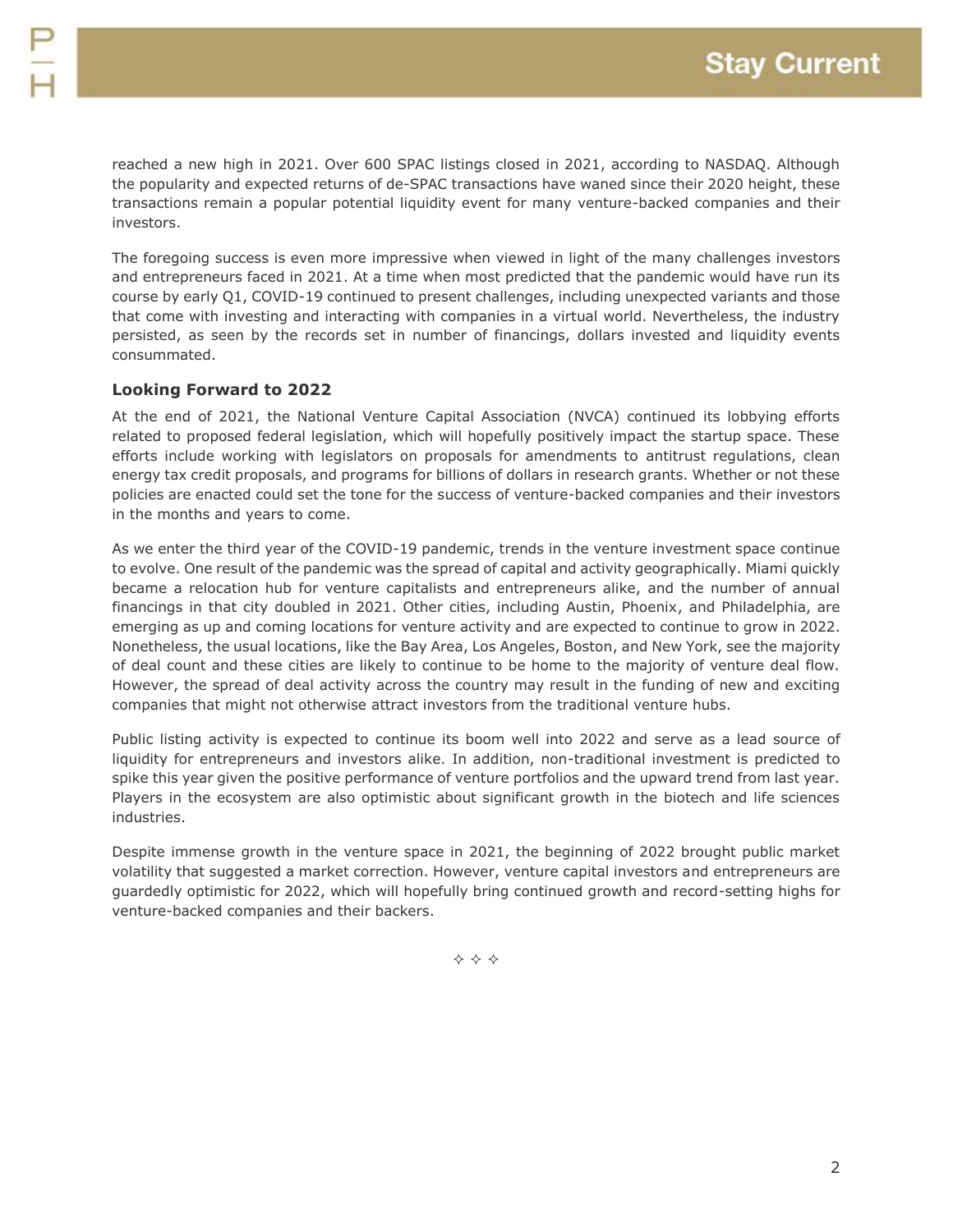reached a new high in 2021. Over 600 SPAC listings closed in 2021, according to NASDAQ. Although the popularity and expected returns of de-SPAC transactions have waned since their 2020 height, these transactions remain a popular potential liquidity event for many venture-backed companies and their investors.

The foregoing success is even more impressive when viewed in light of the many challenges investors and entrepreneurs faced in 2021. At a time when most predicted that the pandemic would have run its course by early Q1, COVID-19 continued to present challenges, including unexpected variants and those that come with investing and interacting with companies in a virtual world. Nevertheless, the industry persisted, as seen by the records set in number of financings, dollars invested and liquidity events consummated.

### Looking Forward to 2022

At the end of 2021, the National Venture Capital Association (NVCA) continued its lobbying efforts related to proposed federal legislation, which will hopefully positively impact the startup space. These efforts include working with legislators on proposals for amendments to antitrust regulations, clean energy tax credit proposals, and programs for billions of dollars in research grants. Whether or not these policies are enacted could set the tone for the success of venture-backed companies and their investors in the months and years to come.

As we enter the third year of the COVID-19 pandemic, trends in the venture investment space continue to evolve. One result of the pandemic was the spread of capital and activity geographically. Miami quickly became a relocation hub for venture capitalists and entrepreneurs alike, and the number of annual financings in that city doubled in 2021. Other cities, including Austin, Phoenix, and Philadelphia, are emerging as up and coming locations for venture activity and are expected to continue to grow in 2022. Nonetheless, the usual locations, like the Bay Area, Los Angeles, Boston, and New York, see the majority of deal count and these cities are likely to continue to be home to the majority of venture deal flow. However, the spread of deal activity across the country may result in the funding of new and exciting companies that might not otherwise attract investors from the traditional venture hubs.

Public listing activity is expected to continue its boom well into 2022 and serve as a lead source of liquidity for entrepreneurs and investors alike. In addition, non-traditional investment is predicted to spike this year given the positive performance of venture portfolios and the upward trend from last year. Players in the ecosystem are also optimistic about significant growth in the biotech and life sciences industries.

Despite immense growth in the venture space in 2021, the beginning of 2022 brought public market volatility that suggested a market correction. However, venture capital investors and entrepreneurs are guardedly optimistic for 2022, which will hopefully bring continued growth and record-setting highs for venture-backed companies and their backers.

✧ ✧ ✧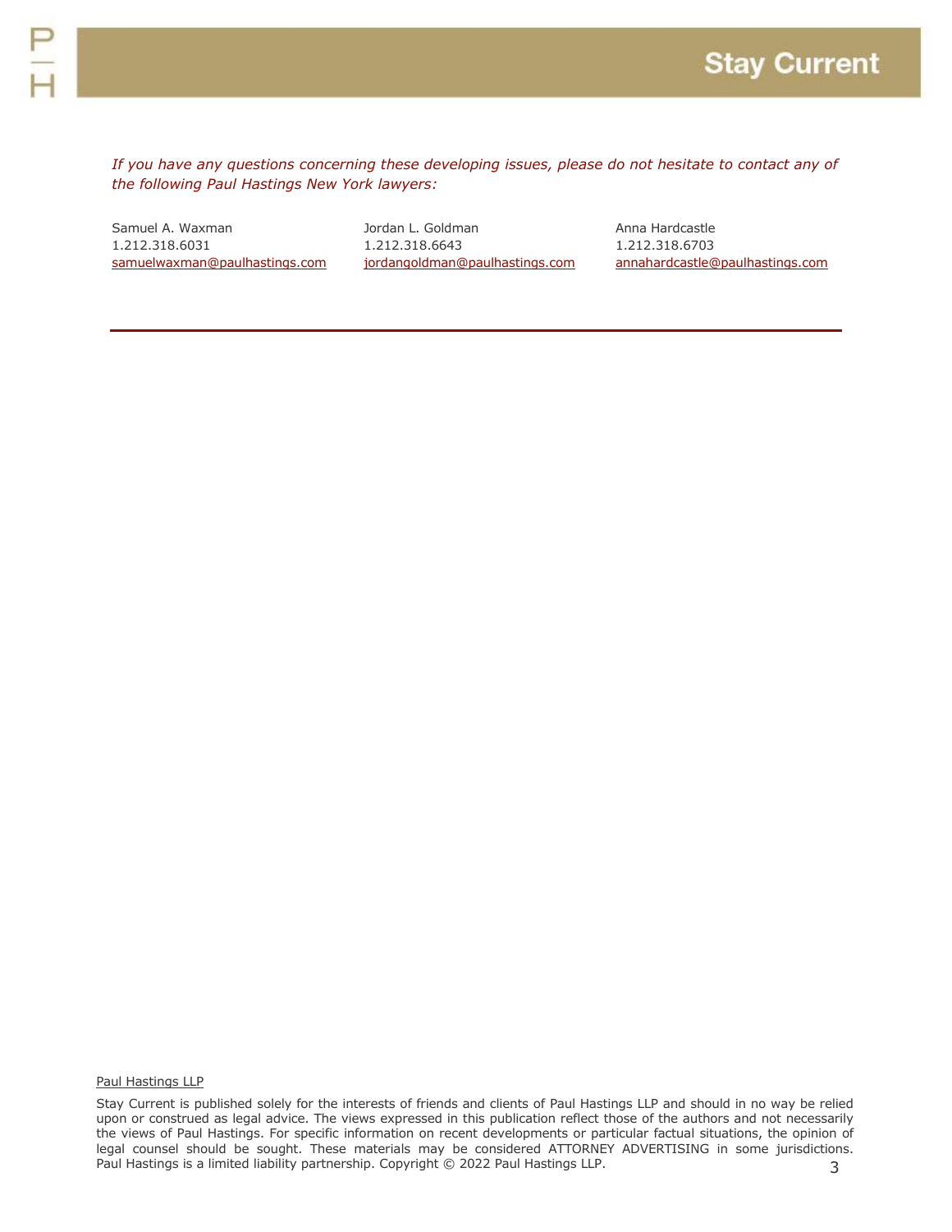*If you have any questions concerning these developing issues, please do not hesitate to contact any of the following Paul Hastings New York lawyers:*

Samuel A. Waxman
1.212.318.6031
samuelwaxman@paulhastings.com

Jordan L. Goldman
1.212.318.6643
jordangoldman@paulhastings.com

Anna Hardcastle
1.212.318.6703
annahardcastle@paulhastings.com

---

Paul Hastings LLP

Stay Current is published solely for the interests of friends and clients of Paul Hastings LLP and should in no way be relied upon or construed as legal advice. The views expressed in this publication reflect those of the authors and not necessarily the views of Paul Hastings. For specific information on recent developments or particular factual situations, the opinion of legal counsel should be sought. These materials may be considered ATTORNEY ADVERTISING in some jurisdictions. Paul Hastings is a limited liability partnership. Copyright © 2022 Paul Hastings LLP.